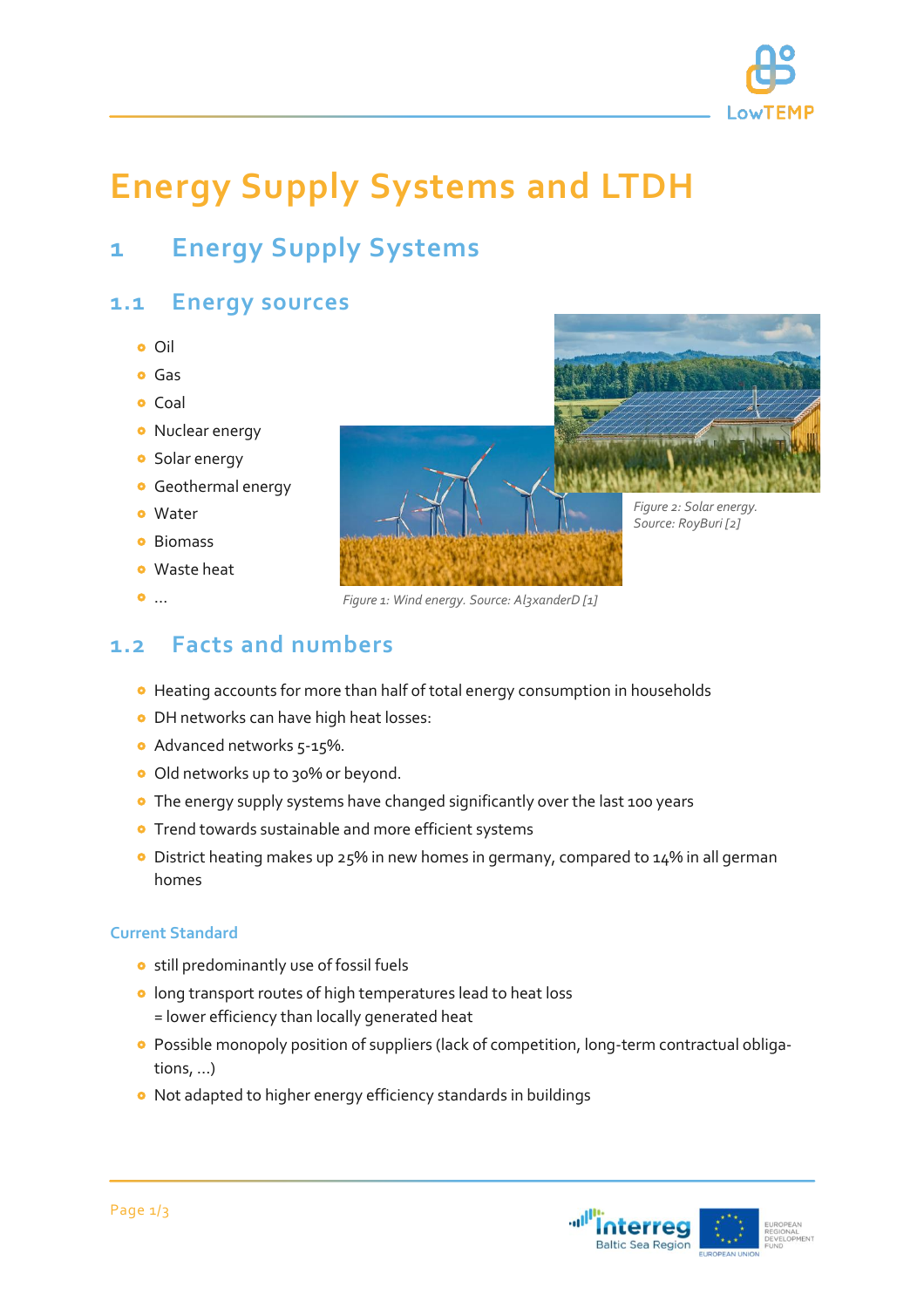# Energy Supply Systems and LTDH

## 1 Energy Supply Systems

### 1.1 Energy sources

- Oil
- Gas
- Coal
- Nuclear energy
- Solar energy
- Geothermal energy
- Water
- Biomass
- Waste heat
- …

*Figure 1: Wind energy. Source: Al3xanderD [1]*

*Figure 2: Solar energy. Source: RoyBuri [2]*

### 1.2 Facts and numbers

- Heating accounts for more than half of total energy consumption in households
- DH networks can have high heat losses:
- Advanced networks 5-15%.
- Old networks up to 30% or beyond.
- The energy supply systems have changed significantly over the last 100 years
- Trend towards sustainable and more efficient systems
- District heating makes up 25% in new homes in germany, compared to 14% in all german homes

#### Current Standard

- still predominantly use of fossil fuels
- long transport routes of high temperatures lead to heat loss
  = lower efficiency than locally generated heat
- Possible monopoly position of suppliers (lack of competition, long-term contractual obligations, …)
- Not adapted to higher energy efficiency standards in buildings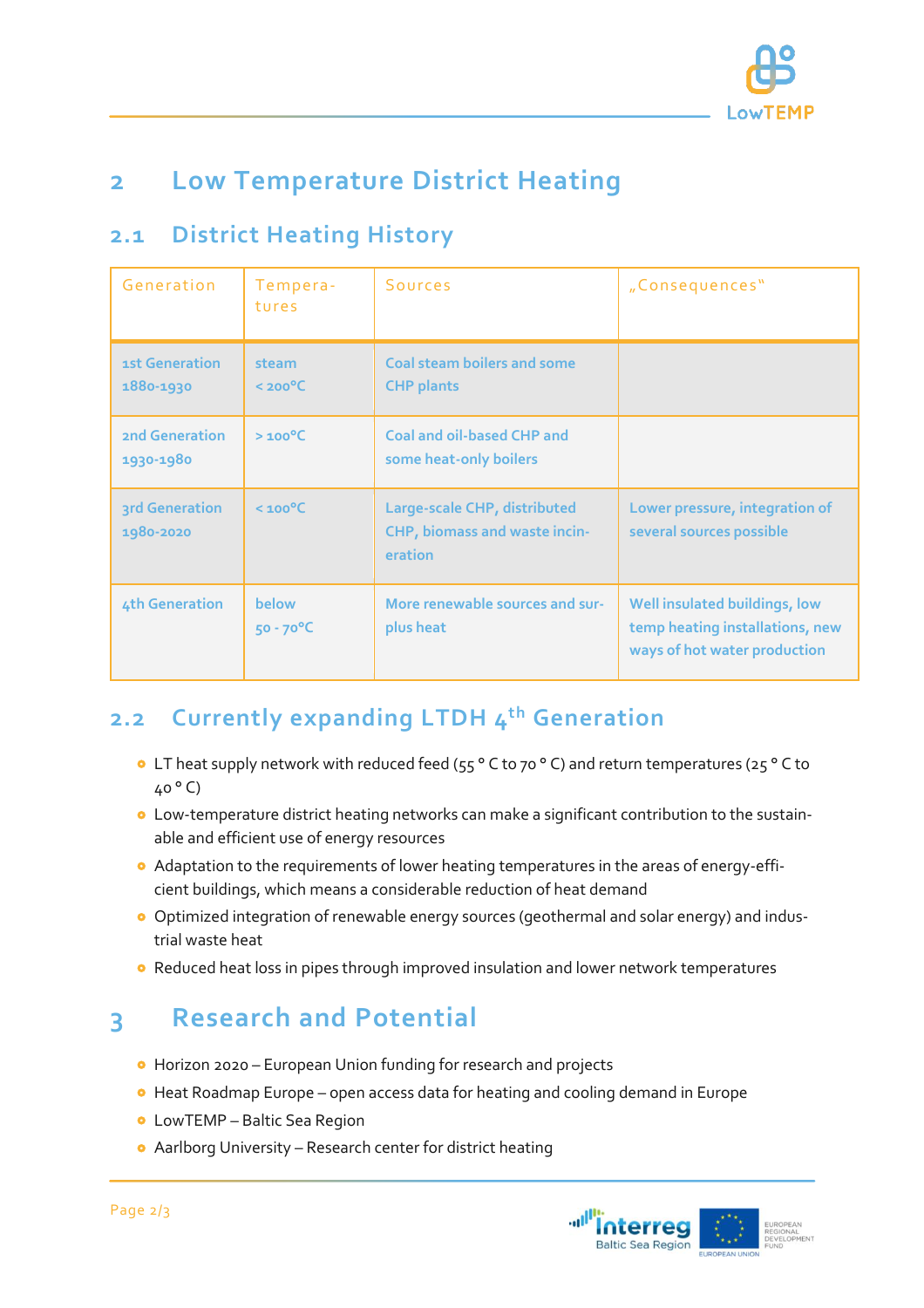# 2 Low Temperature District Heating

## 2.1 District Heating History

| Generation | Tempera-tures | Sources | „Consequences" |
|---|---|---|---|
| 1st Generation 1880-1930 | steam < 200°C | Coal steam boilers and some CHP plants | |
| 2nd Generation 1930-1980 | > 100°C | Coal and oil-based CHP and some heat-only boilers | |
| 3rd Generation 1980-2020 | < 100°C | Large-scale CHP, distributed CHP, biomass and waste incin-eration | Lower pressure, integration of several sources possible |
| 4th Generation | below 50 - 70°C | More renewable sources and sur-plus heat | Well insulated buildings, low temp heating installations, new ways of hot water production |

## 2.2 Currently expanding LTDH 4th Generation

- LT heat supply network with reduced feed (55 ° C to 70 ° C) and return temperatures (25 ° C to 40 ° C)
- Low-temperature district heating networks can make a significant contribution to the sustain-able and efficient use of energy resources
- Adaptation to the requirements of lower heating temperatures in the areas of energy-effi-cient buildings, which means a considerable reduction of heat demand
- Optimized integration of renewable energy sources (geothermal and solar energy) and indus-trial waste heat
- Reduced heat loss in pipes through improved insulation and lower network temperatures

# 3 Research and Potential

- Horizon 2020 – European Union funding for research and projects
- Heat Roadmap Europe – open access data for heating and cooling demand in Europe
- LowTEMP – Baltic Sea Region
- Aarlborg University – Research center for district heating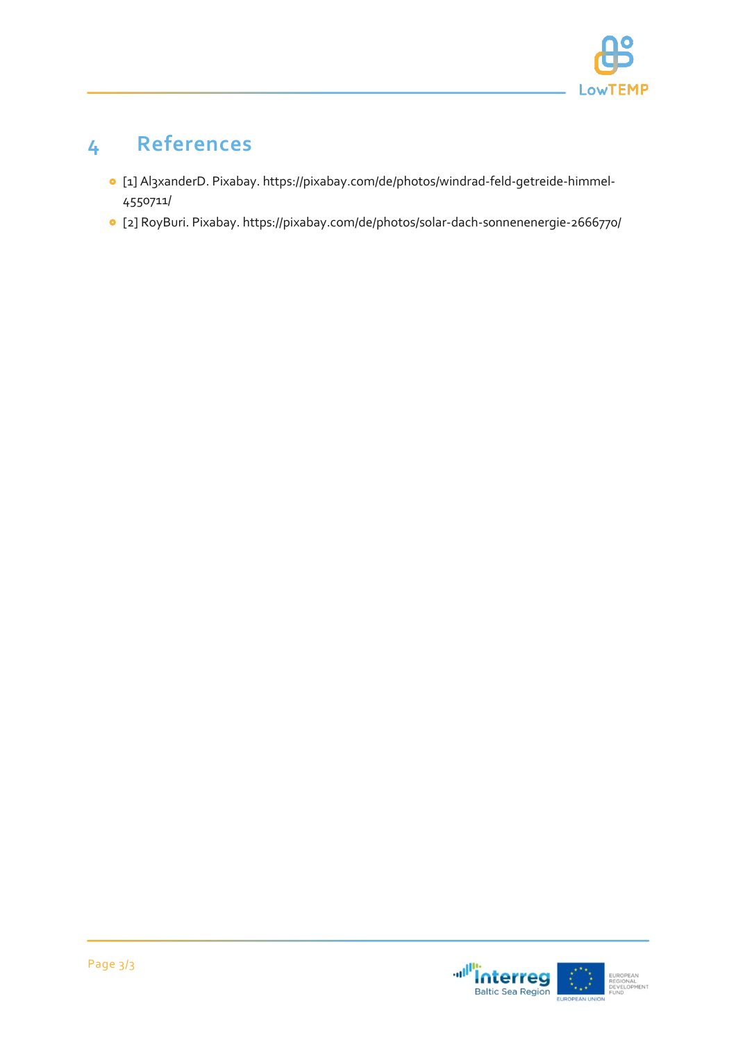# 4 References

- [1] Al3xanderD. Pixabay. https://pixabay.com/de/photos/windrad-feld-getreide-himmel-4550711/
- [2] RoyBuri. Pixabay. https://pixabay.com/de/photos/solar-dach-sonnenenergie-2666770/